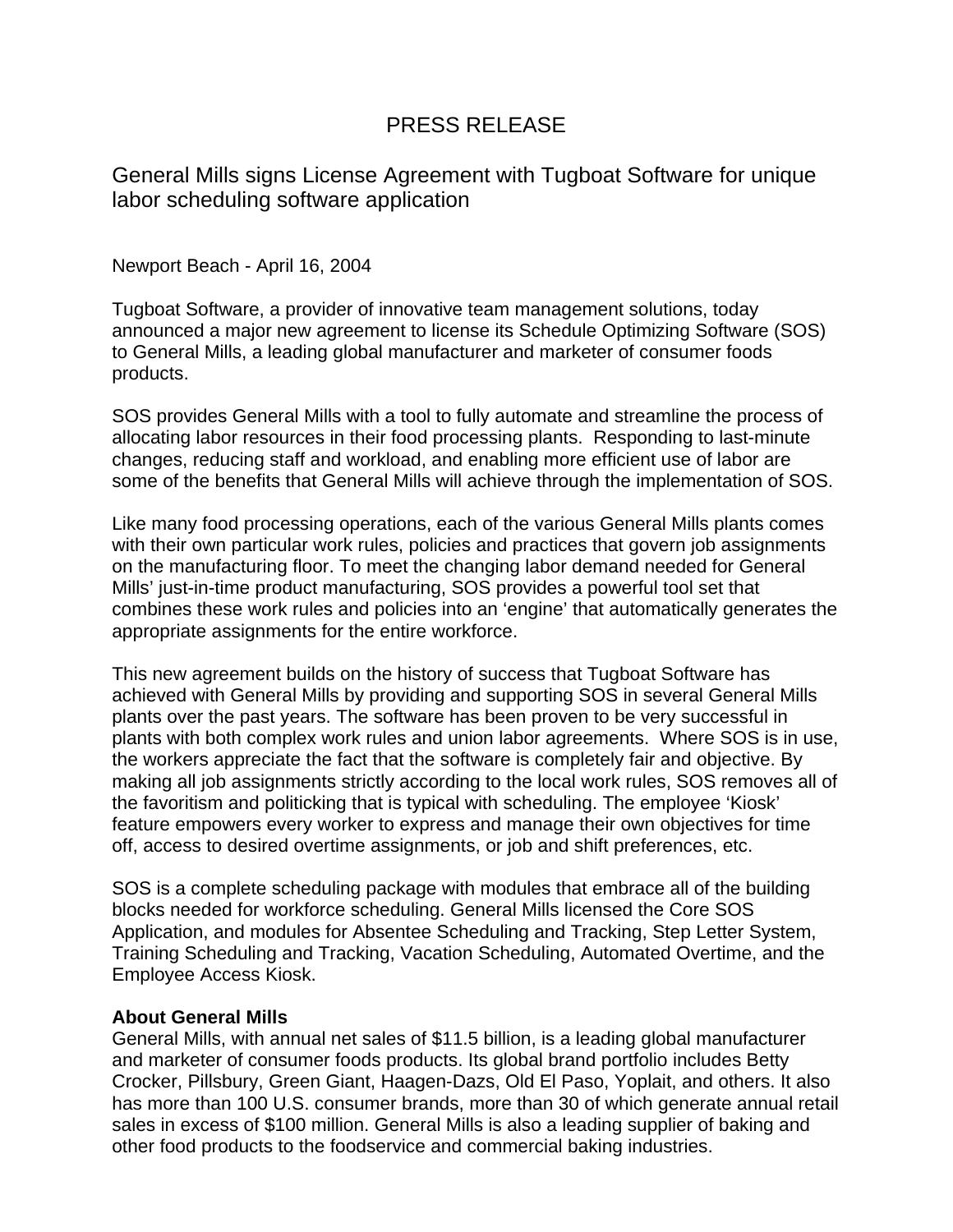# PRESS RELEASE

## General Mills signs License Agreement with Tugboat Software for unique labor scheduling software application

Newport Beach - April 16, 2004

Tugboat Software, a provider of innovative team management solutions, today announced a major new agreement to license its Schedule Optimizing Software (SOS) to General Mills, a leading global manufacturer and marketer of consumer foods products.

SOS provides General Mills with a tool to fully automate and streamline the process of allocating labor resources in their food processing plants. Responding to last-minute changes, reducing staff and workload, and enabling more efficient use of labor are some of the benefits that General Mills will achieve through the implementation of SOS.

Like many food processing operations, each of the various General Mills plants comes with their own particular work rules, policies and practices that govern job assignments on the manufacturing floor. To meet the changing labor demand needed for General Mills' just-in-time product manufacturing, SOS provides a powerful tool set that combines these work rules and policies into an 'engine' that automatically generates the appropriate assignments for the entire workforce.

This new agreement builds on the history of success that Tugboat Software has achieved with General Mills by providing and supporting SOS in several General Mills plants over the past years. The software has been proven to be very successful in plants with both complex work rules and union labor agreements. Where SOS is in use, the workers appreciate the fact that the software is completely fair and objective. By making all job assignments strictly according to the local work rules, SOS removes all of the favoritism and politicking that is typical with scheduling. The employee 'Kiosk' feature empowers every worker to express and manage their own objectives for time off, access to desired overtime assignments, or job and shift preferences, etc.

SOS is a complete scheduling package with modules that embrace all of the building blocks needed for workforce scheduling. General Mills licensed the Core SOS Application, and modules for Absentee Scheduling and Tracking, Step Letter System, Training Scheduling and Tracking, Vacation Scheduling, Automated Overtime, and the Employee Access Kiosk.

**About General Mills**
General Mills, with annual net sales of $11.5 billion, is a leading global manufacturer and marketer of consumer foods products. Its global brand portfolio includes Betty Crocker, Pillsbury, Green Giant, Haagen-Dazs, Old El Paso, Yoplait, and others. It also has more than 100 U.S. consumer brands, more than 30 of which generate annual retail sales in excess of $100 million. General Mills is also a leading supplier of baking and other food products to the foodservice and commercial baking industries.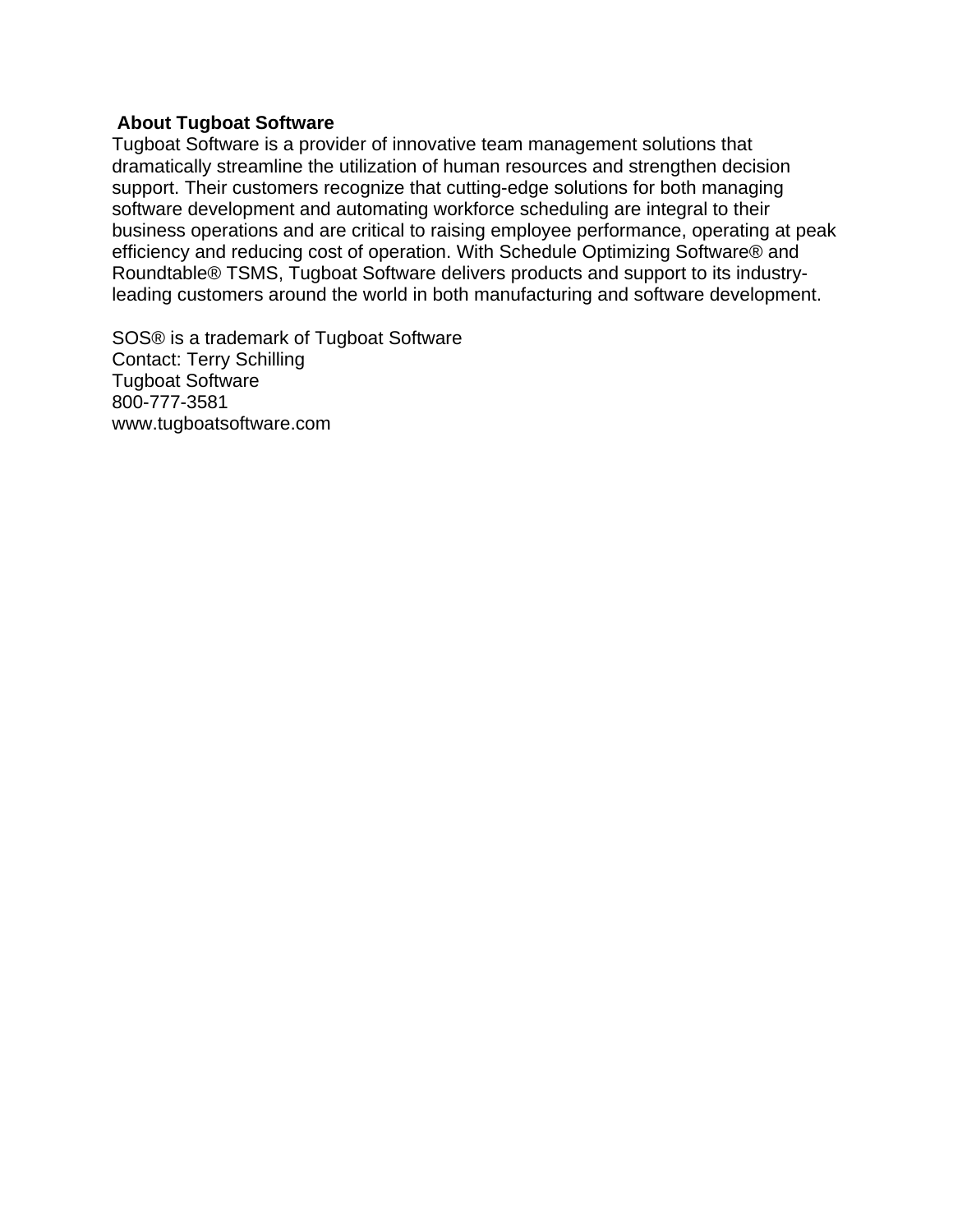**About Tugboat Software**

Tugboat Software is a provider of innovative team management solutions that dramatically streamline the utilization of human resources and strengthen decision support. Their customers recognize that cutting-edge solutions for both managing software development and automating workforce scheduling are integral to their business operations and are critical to raising employee performance, operating at peak efficiency and reducing cost of operation. With Schedule Optimizing Software® and Roundtable® TSMS, Tugboat Software delivers products and support to its industry-leading customers around the world in both manufacturing and software development.

SOS® is a trademark of Tugboat Software
Contact: Terry Schilling
Tugboat Software
800-777-3581
www.tugboatsoftware.com